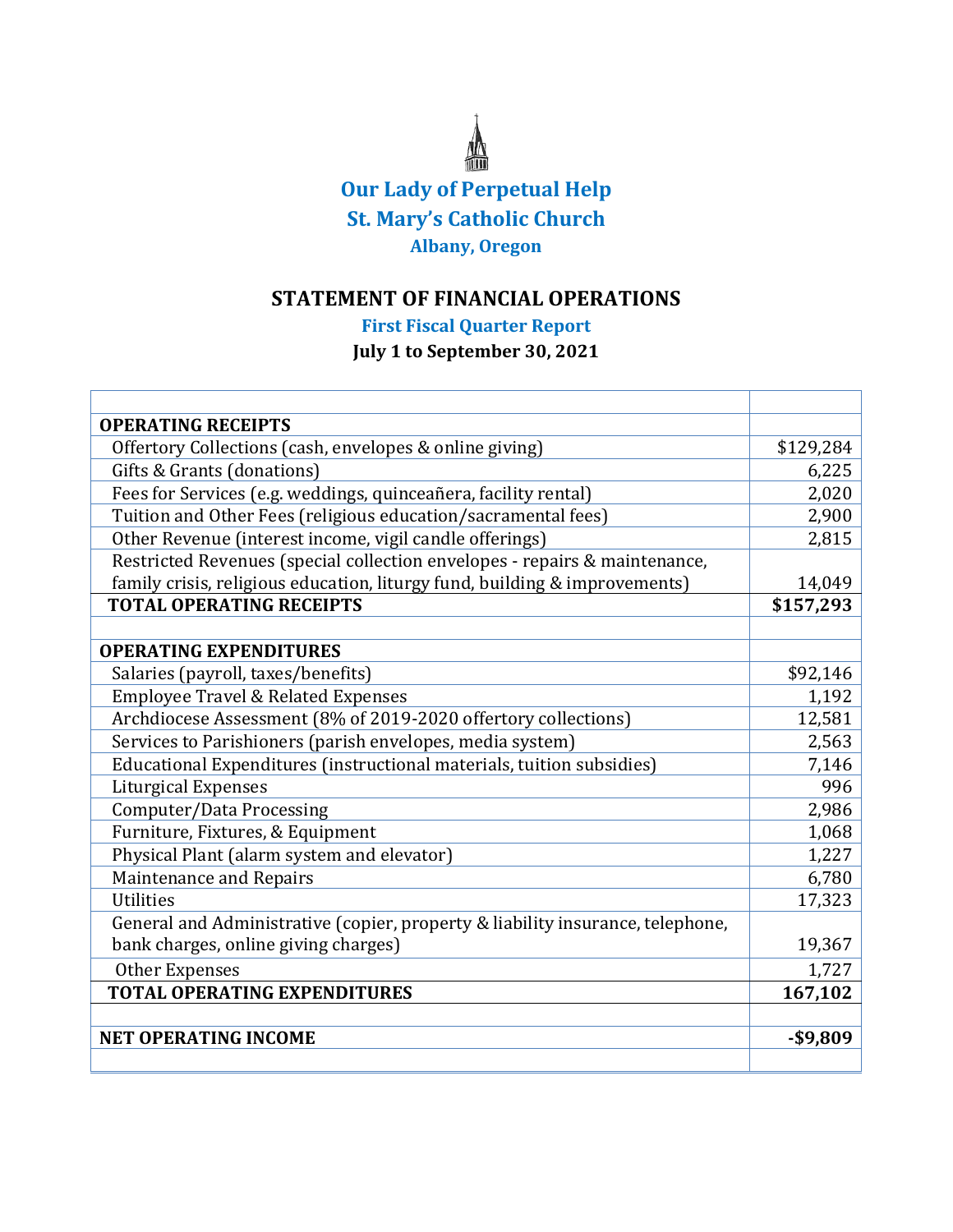# Our Lady of Perpetual Help

## St. Mary's Catholic Church

### Albany, Oregon

## STATEMENT OF FINANCIAL OPERATIONS

### First Fiscal Quarter Report

**July 1 to September 30, 2021**

| | |
|---|---|
| **OPERATING RECEIPTS** | |
| Offertory Collections (cash, envelopes & online giving) | $129,284 |
| Gifts & Grants (donations) | 6,225 |
| Fees for Services (e.g. weddings, quinceañera, facility rental) | 2,020 |
| Tuition and Other Fees (religious education/sacramental fees) | 2,900 |
| Other Revenue (interest income, vigil candle offerings) | 2,815 |
| Restricted Revenues (special collection envelopes - repairs & maintenance, family crisis, religious education, liturgy fund, building & improvements) | 14,049 |
| **TOTAL OPERATING RECEIPTS** | **$157,293** |
| | |
| **OPERATING EXPENDITURES** | |
| Salaries (payroll, taxes/benefits) | $92,146 |
| Employee Travel & Related Expenses | 1,192 |
| Archdiocese Assessment (8% of 2019-2020 offertory collections) | 12,581 |
| Services to Parishioners (parish envelopes, media system) | 2,563 |
| Educational Expenditures (instructional materials, tuition subsidies) | 7,146 |
| Liturgical Expenses | 996 |
| Computer/Data Processing | 2,986 |
| Furniture, Fixtures, & Equipment | 1,068 |
| Physical Plant (alarm system and elevator) | 1,227 |
| Maintenance and Repairs | 6,780 |
| Utilities | 17,323 |
| General and Administrative (copier, property & liability insurance, telephone, bank charges, online giving charges) | 19,367 |
| Other Expenses | 1,727 |
| **TOTAL OPERATING EXPENDITURES** | **167,102** |
| | |
| **NET OPERATING INCOME** | **-$9,809** |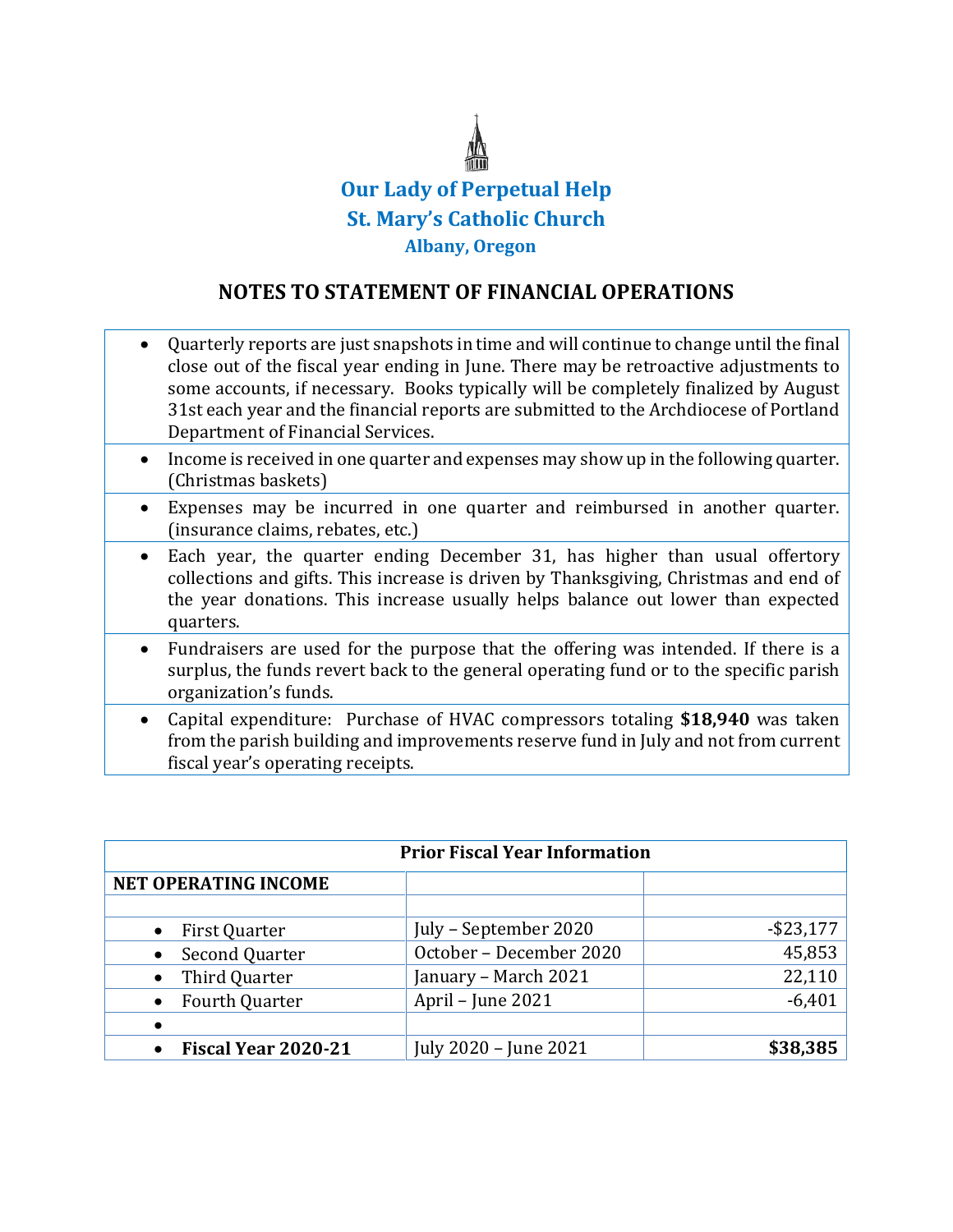# Our Lady of Perpetual Help
## St. Mary's Catholic Church
### Albany, Oregon

## NOTES TO STATEMENT OF FINANCIAL OPERATIONS

- Quarterly reports are just snapshots in time and will continue to change until the final close out of the fiscal year ending in June. There may be retroactive adjustments to some accounts, if necessary. Books typically will be completely finalized by August 31st each year and the financial reports are submitted to the Archdiocese of Portland Department of Financial Services.
- Income is received in one quarter and expenses may show up in the following quarter. (Christmas baskets)
- Expenses may be incurred in one quarter and reimbursed in another quarter. (insurance claims, rebates, etc.)
- Each year, the quarter ending December 31, has higher than usual offertory collections and gifts. This increase is driven by Thanksgiving, Christmas and end of the year donations. This increase usually helps balance out lower than expected quarters.
- Fundraisers are used for the purpose that the offering was intended. If there is a surplus, the funds revert back to the general operating fund or to the specific parish organization's funds.
- Capital expenditure: Purchase of HVAC compressors totaling **$18,940** was taken from the parish building and improvements reserve fund in July and not from current fiscal year's operating receipts.

| Prior Fiscal Year Information | | |
|---|---|---|
| **NET OPERATING INCOME** | | |
| | | |
| • First Quarter | July – September 2020 | -$23,177 |
| • Second Quarter | October – December 2020 | 45,853 |
| • Third Quarter | January – March 2021 | 22,110 |
| • Fourth Quarter | April – June 2021 | -6,401 |
| • | | |
| • **Fiscal Year 2020-21** | July 2020 – June 2021 | **$38,385** |